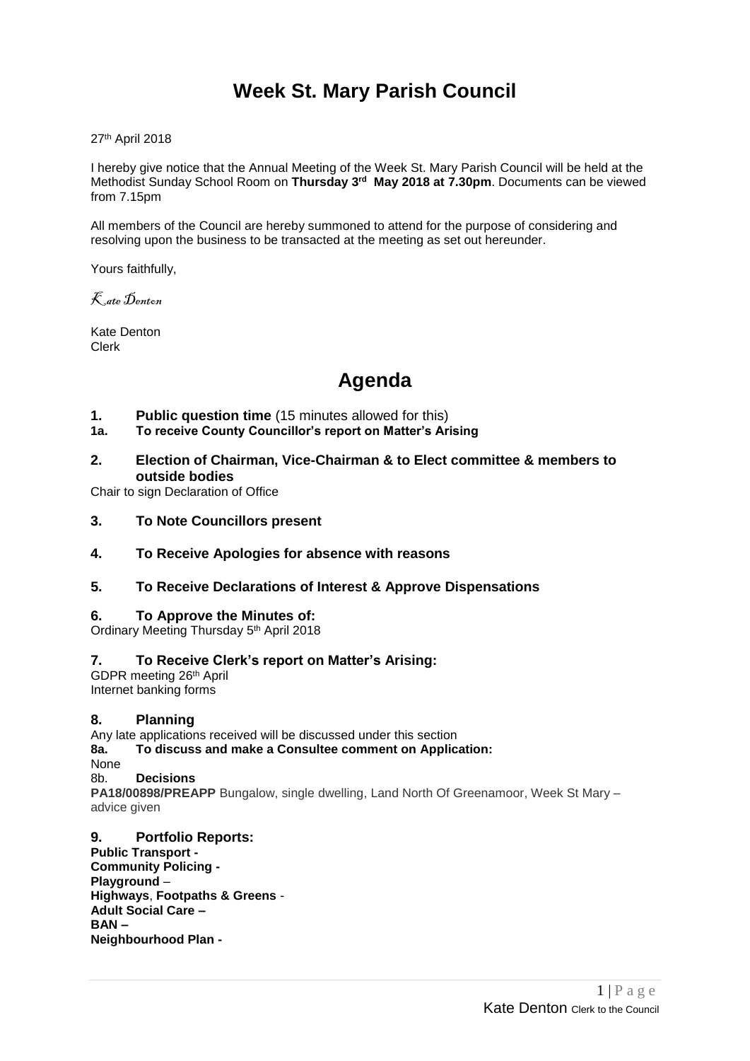# Week St. Mary Parish Council

27th April 2018

I hereby give notice that the Annual Meeting of the Week St. Mary Parish Council will be held at the Methodist Sunday School Room on **Thursday 3rd May 2018 at 7.30pm**. Documents can be viewed from 7.15pm

All members of the Council are hereby summoned to attend for the purpose of considering and resolving upon the business to be transacted at the meeting as set out hereunder.

Yours faithfully,

*Kate Denton*

Kate Denton
Clerk

# Agenda

**1. Public question time** (15 minutes allowed for this)

**1a. To receive County Councillor's report on Matter's Arising**

**2. Election of Chairman, Vice-Chairman & to Elect committee & members to outside bodies**

Chair to sign Declaration of Office

**3. To Note Councillors present**

**4. To Receive Apologies for absence with reasons**

**5. To Receive Declarations of Interest & Approve Dispensations**

**6. To Approve the Minutes of:**

Ordinary Meeting Thursday 5th April 2018

**7. To Receive Clerk's report on Matter's Arising:**

GDPR meeting 26th April
Internet banking forms

**8. Planning**

Any late applications received will be discussed under this section

**8a. To discuss and make a Consultee comment on Application:**

None

8b. **Decisions**

**PA18/00898/PREAPP** Bungalow, single dwelling, Land North Of Greenamoor, Week St Mary – advice given

**9. Portfolio Reports:**

**Public Transport -**
**Community Policing -**
**Playground** –
**Highways**, **Footpaths & Greens** -
**Adult Social Care –**
**BAN –**
**Neighbourhood Plan -**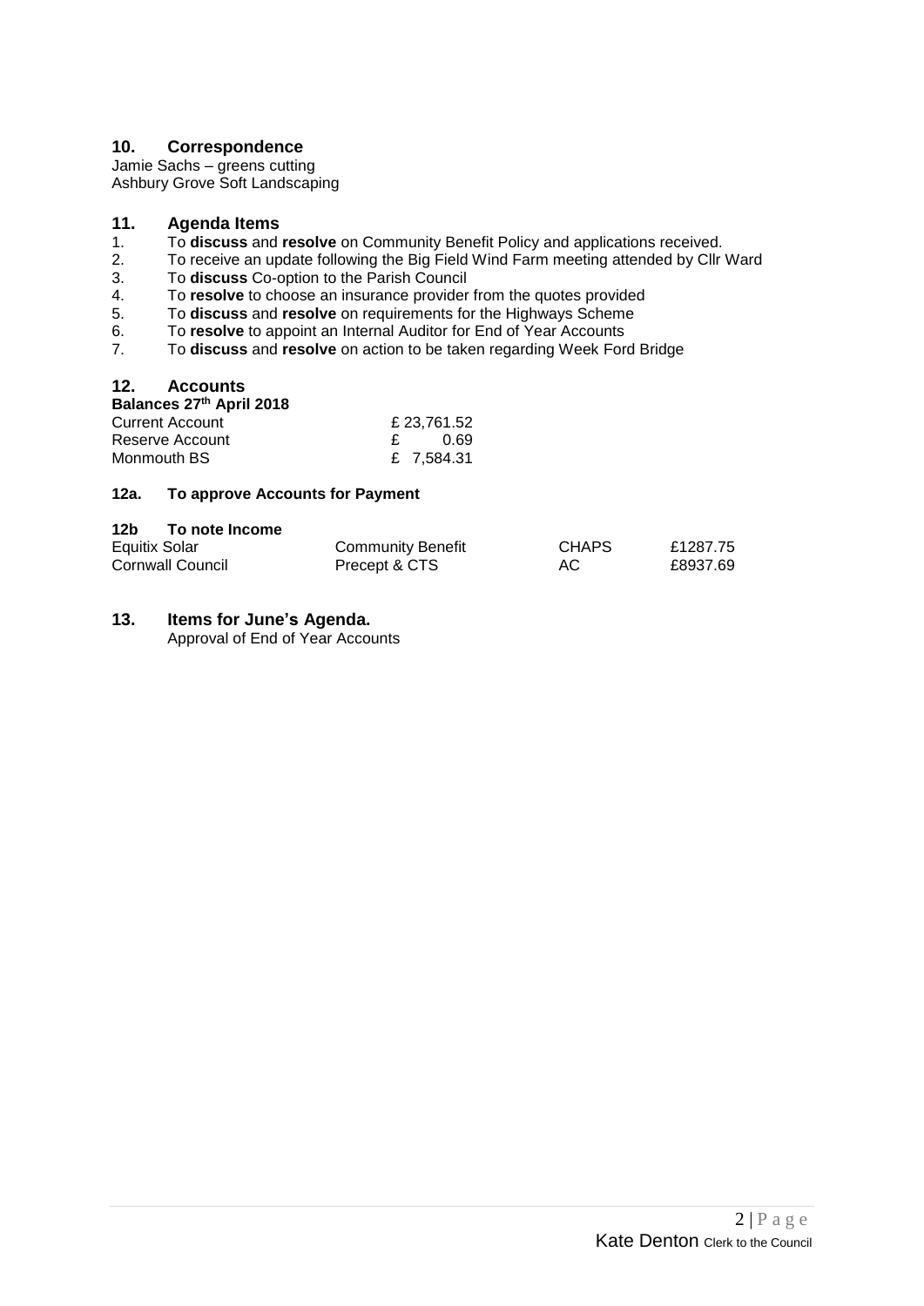## 10. Correspondence

Jamie Sachs – greens cutting
Ashbury Grove Soft Landscaping

## 11. Agenda Items

1. To **discuss** and **resolve** on Community Benefit Policy and applications received.
2. To receive an update following the Big Field Wind Farm meeting attended by Cllr Ward
3. To **discuss** Co-option to the Parish Council
4. To **resolve** to choose an insurance provider from the quotes provided
5. To **discuss** and **resolve** on requirements for the Highways Scheme
6. To **resolve** to appoint an Internal Auditor for End of Year Accounts
7. To **discuss** and **resolve** on action to be taken regarding Week Ford Bridge

## 12. Accounts

**Balances 27th April 2018**

| | |
|---|---|
| Current Account | £ 23,761.52 |
| Reserve Account | £ 0.69 |
| Monmouth BS | £ 7,584.31 |

### 12a. To approve Accounts for Payment

### 12b To note Income

| | | | |
|---|---|---|---|
| Equitix Solar | Community Benefit | CHAPS | £1287.75 |
| Cornwall Council | Precept & CTS | AC | £8937.69 |

## 13. Items for June's Agenda.

Approval of End of Year Accounts

Kate Denton Clerk to the Council